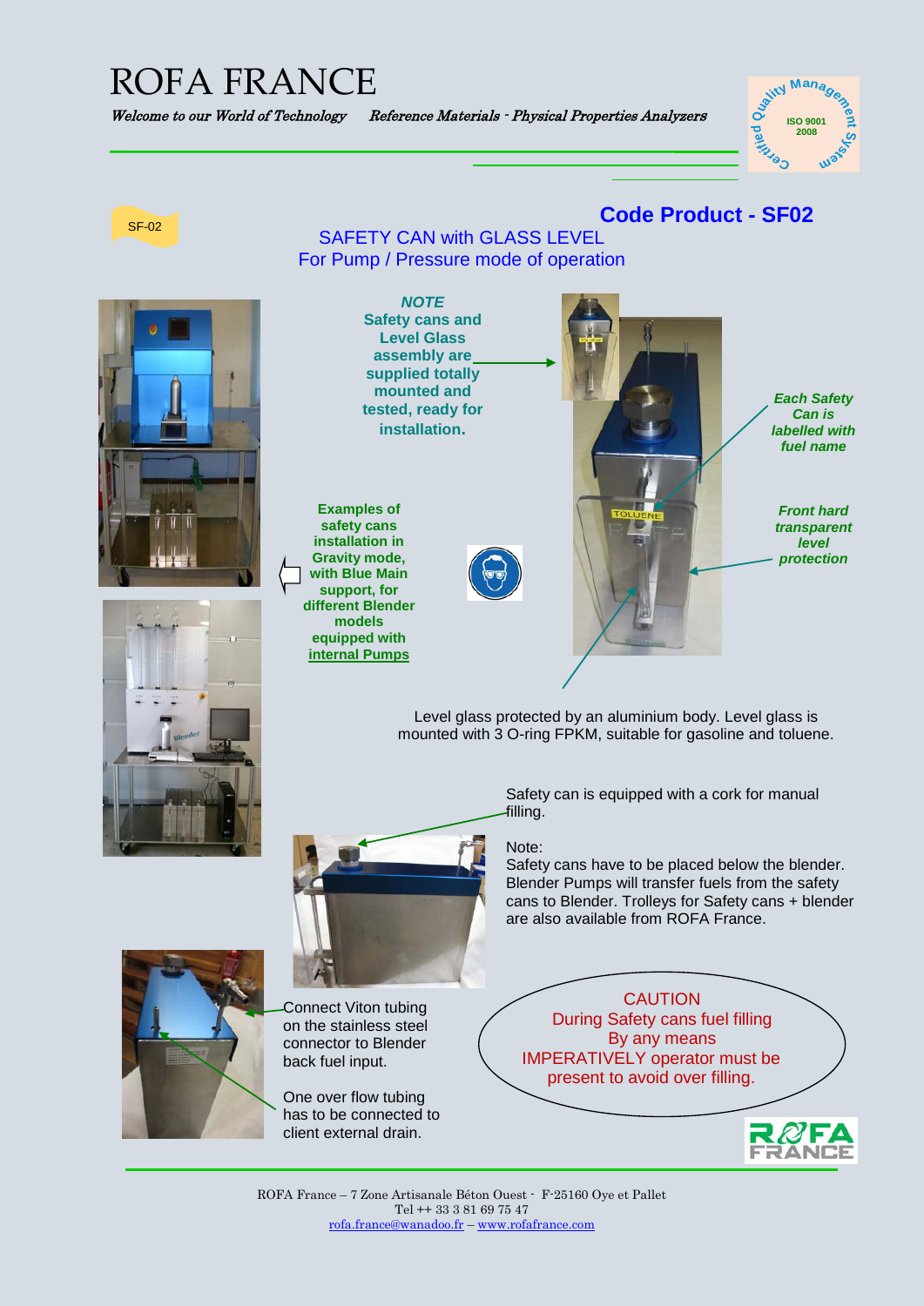# ROFA FRANCE

*Welcome to our World of Technology* *Reference Materials - Physical Properties Analyzers*

ISO 9001 2008 — Certified Quality Management System

SF-02

## Code Product - SF02

### SAFETY CAN with GLASS LEVEL
### For Pump / Pressure mode of operation

***NOTE***
**Safety cans and Level Glass assembly are supplied totally mounted and tested, ready for installation.**

***Each Safety Can is labelled with fuel name***

***Front hard transparent level protection***

**Examples of safety cans installation in Gravity mode, with Blue Main support, for different Blender models equipped with internal Pumps**

TOLUENE

Level glass protected by an aluminium body. Level glass is mounted with 3 O-ring FPKM, suitable for gasoline and toluene.

Safety can is equipped with a cork for manual filling.

Note:
Safety cans have to be placed below the blender. Blender Pumps will transfer fuels from the safety cans to Blender. Trolleys for Safety cans + blender are also available from ROFA France.

Connect Viton tubing on the stainless steel connector to Blender back fuel input.

One over flow tubing has to be connected to client external drain.

CAUTION
During Safety cans fuel filling
By any means
IMPERATIVELY operator must be present to avoid over filling.

ROFA France – 7 Zone Artisanale Béton Ouest - F-25160 Oye et Pallet
Tel ++ 33 3 81 69 75 47
rofa.france@wanadoo.fr – www.rofafrance.com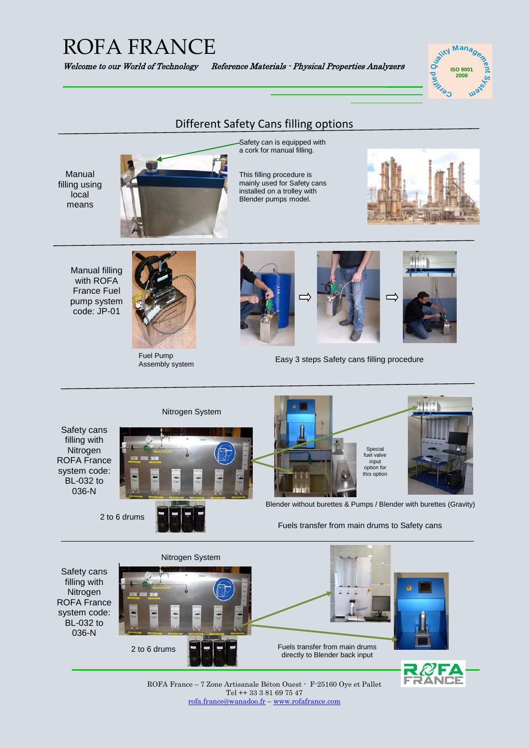# ROFA FRANCE

*Welcome to our World of Technology* *Reference Materials - Physical Properties Analyzers*

Certified Quality Management System ISO 9001 2008

## Different Safety Cans filling options

Manual filling using local means

Safety can is equipped with a cork for manual filling.

This filling procedure is mainly used for Safety cans installed on a trolley with Blender pumps model.

Manual filling with ROFA France Fuel pump system code: JP-01

Fuel Pump Assembly system

Easy 3 steps Safety cans filling procedure

Safety cans filling with Nitrogen ROFA France system code: BL-032 to 036-N

Nitrogen System

2 to 6 drums

Special fuel valve input option for this option

Blender without burettes & Pumps / Blender with burettes (Gravity)

Fuels transfer from main drums to Safety cans

Safety cans filling with Nitrogen ROFA France system code: BL-032 to 036-N

Nitrogen System

2 to 6 drums

Fuels transfer from main drums directly to Blender back input

ROFA France – 7 Zone Artisanale Béton Ouest - F-25160 Oye et Pallet
Tel ++ 33 3 81 69 75 47
rofa.france@wanadoo.fr – www.rofafrance.com